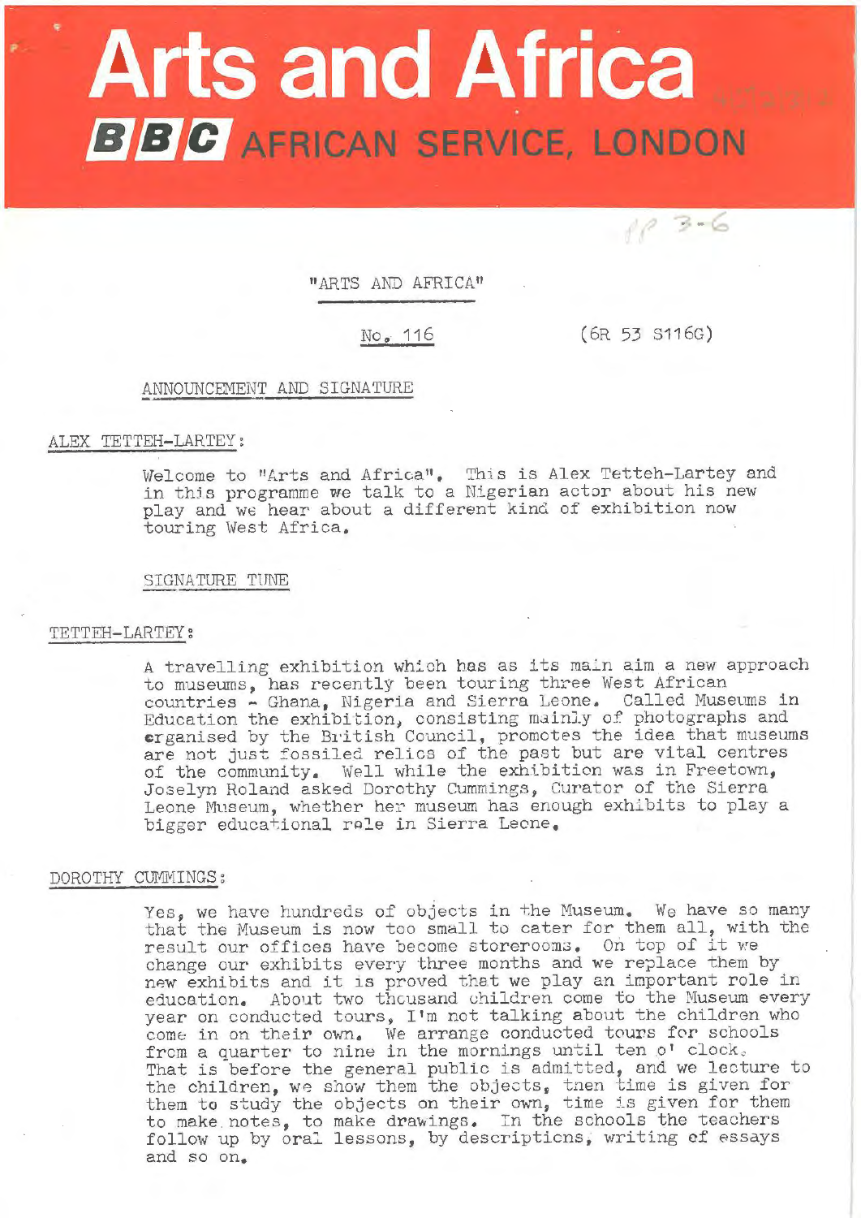# Arts and Africa

## BBC AFRICAN SERVICE, LONDON

"ARTS AND AFRICA"

No. 116 (6R 53 S116G)

ANNOUNCEMENT AND SIGNATURE

ALEX TETTEH-LARTEY:

Welcome to "Arts and Africa". This is Alex Tetteh-Lartey and in this programme we talk to a Nigerian actor about his new play and we hear about a different kind of exhibition now touring West Africa.

SIGNATURE TUNE

TETTEH-LARTEY:

A travelling exhibition which has as its main aim a new approach to museums, has recently been touring three West African countries - Ghana, Nigeria and Sierra Leone. Called Museums in Education the exhibition, consisting mainly of photographs and organised by the British Council, promotes the idea that museums are not just fossiled relics of the past but are vital centres of the community. Well while the exhibition was in Freetown, Joselyn Roland asked Dorothy Cummings, Curator of the Sierra Leone Museum, whether her museum has enough exhibits to play a bigger educational role in Sierra Leone.

DOROTHY CUMMINGS:

Yes, we have hundreds of objects in the Museum. We have so many that the Museum is now too small to cater for them all, with the result our offices have become storerooms. On top of it we change our exhibits every three months and we replace them by new exhibits and it is proved that we play an important role in education. About two thousand children come to the Museum every year on conducted tours, I'm not talking about the children who come in on their own. We arrange conducted tours for schools from a quarter to nine in the mornings until ten o' clock. That is before the general public is admitted, and we lecture to the children, we show them the objects, then time is given for them to study the objects on their own, time is given for them to make notes, to make drawings. In the schools the teachers follow up by oral lessons, by descriptions, writing of essays and so on.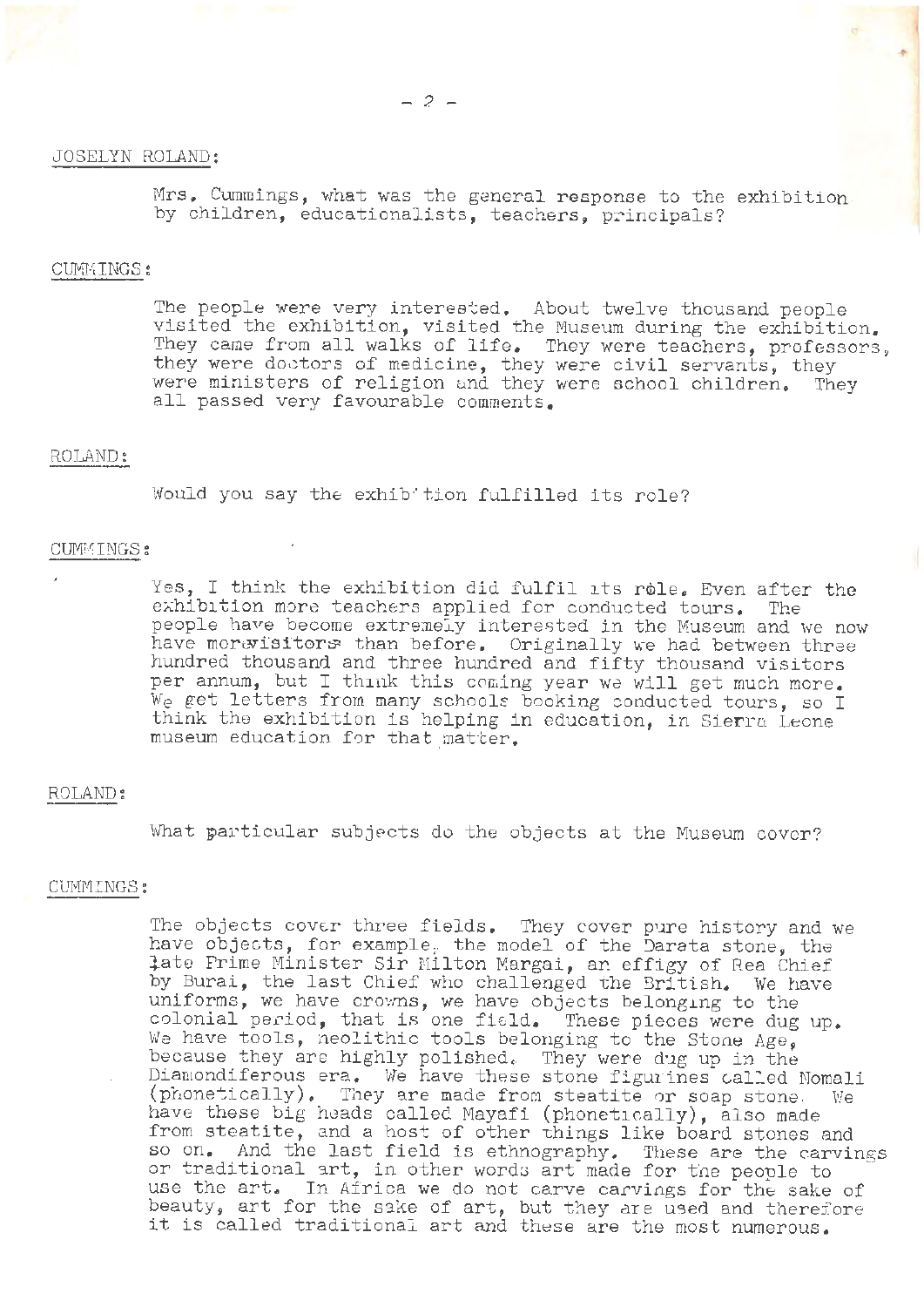JOSELYN ROLAND:

Mrs. Cummings, what was the general response to the exhibition by children, educationalists, teachers, principals?

CUMMINGS:

The people were very interested. About twelve thousand people visited the exhibition, visited the Museum during the exhibition. They came from all walks of life. They were teachers, professors, they were doctors of medicine, they were civil servants, they were ministers of religion and they were school children. They all passed very favourable comments.

ROLAND:

Would you say the exhibition fulfilled its role?

CUMMINGS:

Yes, I think the exhibition did fulfil its rôle. Even after the exhibition more teachers applied for conducted tours. The people have become extremely interested in the Museum and we now have more visitors than before. Originally we had between three hundred thousand and three hundred and fifty thousand visitors per annum, but I think this coming year we will get much more. We get letters from many schools booking conducted tours, so I think the exhibition is helping in education, in Sierra Leone museum education for that matter.

ROLAND:

What particular subjects do the objects at the Museum cover?

CUMMINGS:

The objects cover three fields. They cover pure history and we have objects, for example, the model of the Darata stone, the late Prime Minister Sir Milton Margai, an effigy of Rea Chief by Burai, the last Chief who challenged the British. We have uniforms, we have crowns, we have objects belonging to the colonial period, that is one field. These pieces were dug up. We have tools, neolithic tools belonging to the Stone Age, because they are highly polished. They were dug up in the Diamondiferous era. We have these stone figurines called Nomali (phonetically). They are made from steatite or soap stone. We have these big heads called Mayafi (phonetically), also made from steatite, and a host of other things like board stones and so on. And the last field is ethnography. These are the carvings or traditional art, in other words art made for the people to use the art. In Africa we do not carve carvings for the sake of beauty, art for the sake of art, but they are used and therefore it is called traditional art and these are the most numerous.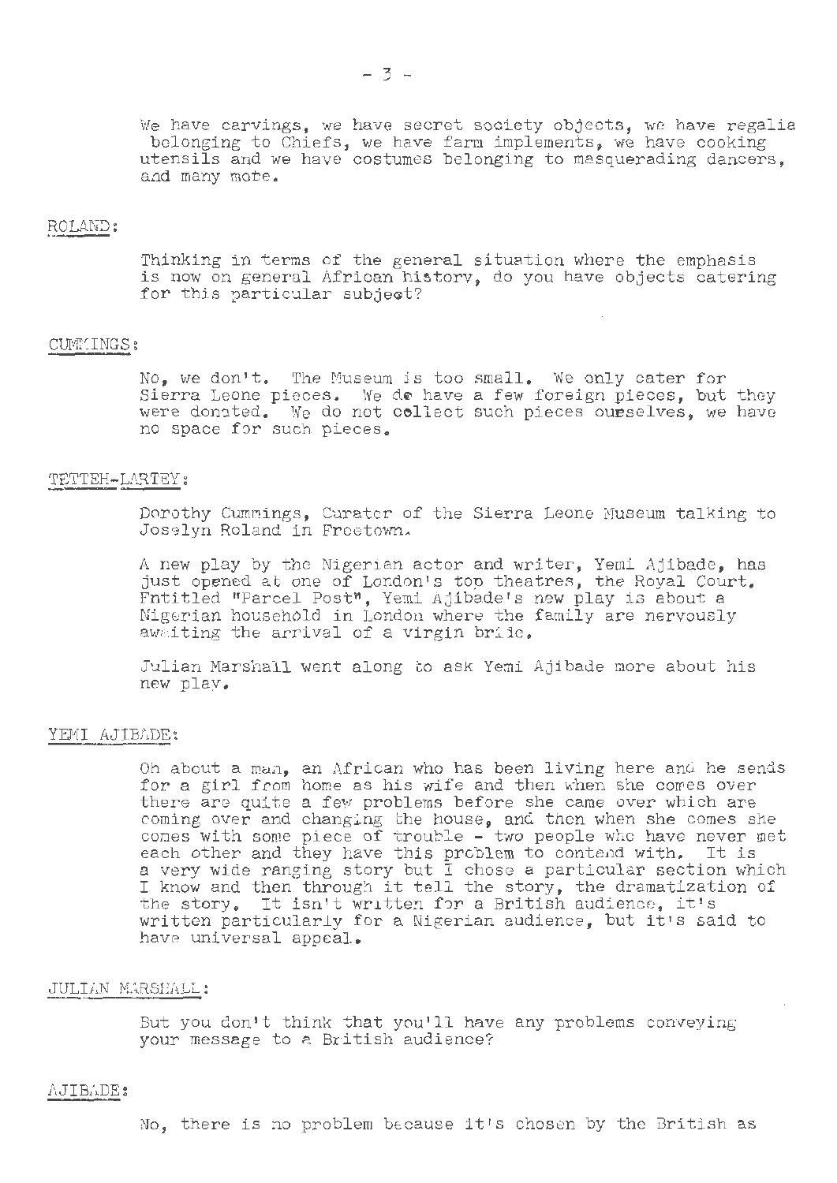We have carvings, we have secret society objects, we have regalia belonging to Chiefs, we have farm implements, we have cooking utensils and we have costumes belonging to masquerading dancers, and many more.

ROLAND:

Thinking in terms of the general situation where the emphasis is now on general African history, do you have objects catering for this particular subject?

CUMMINGS:

No, we don't. The Museum is too small. We only cater for Sierra Leone pieces. We do have a few foreign pieces, but they were donated. We do not collect such pieces ourselves, we have no space for such pieces.

TETTEH-LARTEY:

Dorothy Cummings, Curator of the Sierra Leone Museum talking to Joselyn Roland in Freetown.

A new play by the Nigerian actor and writer, Yemi Ajibade, has just opened at one of London's top theatres, the Royal Court. Entitled "Parcel Post", Yemi Ajibade's new play is about a Nigerian household in London where the family are nervously awaiting the arrival of a virgin bride.

Julian Marshall went along to ask Yemi Ajibade more about his new play.

YEMI AJIBADE:

Oh about a man, an African who has been living here and he sends for a girl from home as his wife and then when she comes over there are quite a few problems before she came over which are coming over and changing the house, and then when she comes she comes with some piece of trouble - two people who have never met each other and they have this problem to contend with. It is a very wide ranging story but I chose a particular section which I know and then through it tell the story, the dramatization of the story. It isn't written for a British audience, it's written particularly for a Nigerian audience, but it's said to have universal appeal.

JULIAN MARSHALL:

But you don't think that you'll have any problems conveying your message to a British audience?

AJIBADE:

No, there is no problem because it's chosen by the British as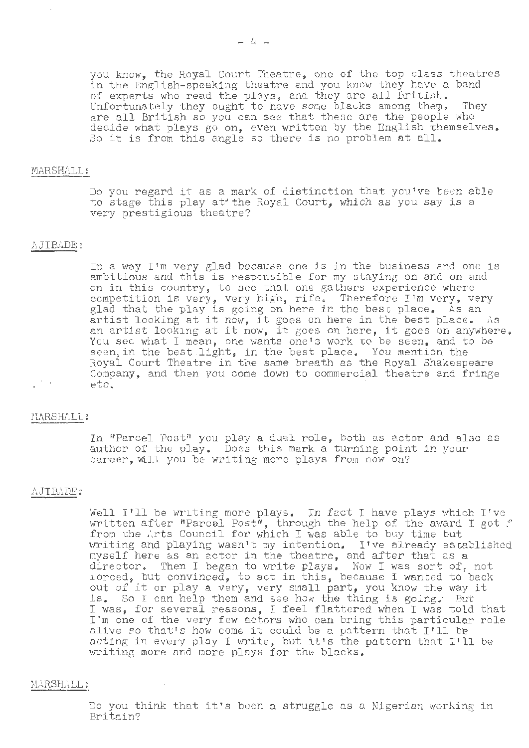you know, the Royal Court Theatre, one of the top class theatres in the English-speaking theatre and you know they have a band of experts who read the plays, and they are all British. Unfortunately they ought to have some blacks among them. They are all British so you can see that these are the people who decide what plays go on, even written by the English themselves. So it is from this angle so there is no problem at all.

MARSHALL:

Do you regard it as a mark of distinction that you've been able to stage this play at the Royal Court, which as you say is a very prestigious theatre?

AJIBADE:

In a way I'm very glad because one is in the business and one is ambitious and this is responsible for my staying on and on and on in this country, to see that one gathers experience where competition is very, very high, rife. Therefore I'm very, very glad that the play is going on here in the best place. As an artist looking at it now, it goes on here in the best place. As an artist looking at it now, it goes on here, it goes on anywhere. You see what I mean, one wants one's work to be seen, and to be seen, in the best light, in the best place. You mention the Royal Court Theatre in the same breath as the Royal Shakespeare Company, and then you come down to commercial theatre and fringe etc.

MARSHALL:

In "Parcel Post" you play a dual role, both as actor and also as author of the play. Does this mark a turning point in your career, will you be writing more plays from now on?

AJIBADE:

Well I'll be writing more plays. In fact I have plays which I've written after "Parcel Post", through the help of the award I got from the Arts Council for which I was able to buy time but writing and playing wasn't my intention. I've already established myself here as an actor in the theatre, and after that as a director. Then I began to write plays. Now I was sort of, not forced, but convinced, to act in this, because I wanted to back out of it or play a very, very small part, you know the way it is. So I can help them and see how the thing is going. But I was, for several reasons, I feel flattered when I was told that I'm one of the very few actors who can bring this particular role alive so that's how come it could be a pattern that I'll be acting in every play I write, but it's the pattern that I'll be writing more and more plays for the blacks.

MARSHALL:

Do you think that it's been a struggle as a Nigerian working in Britain?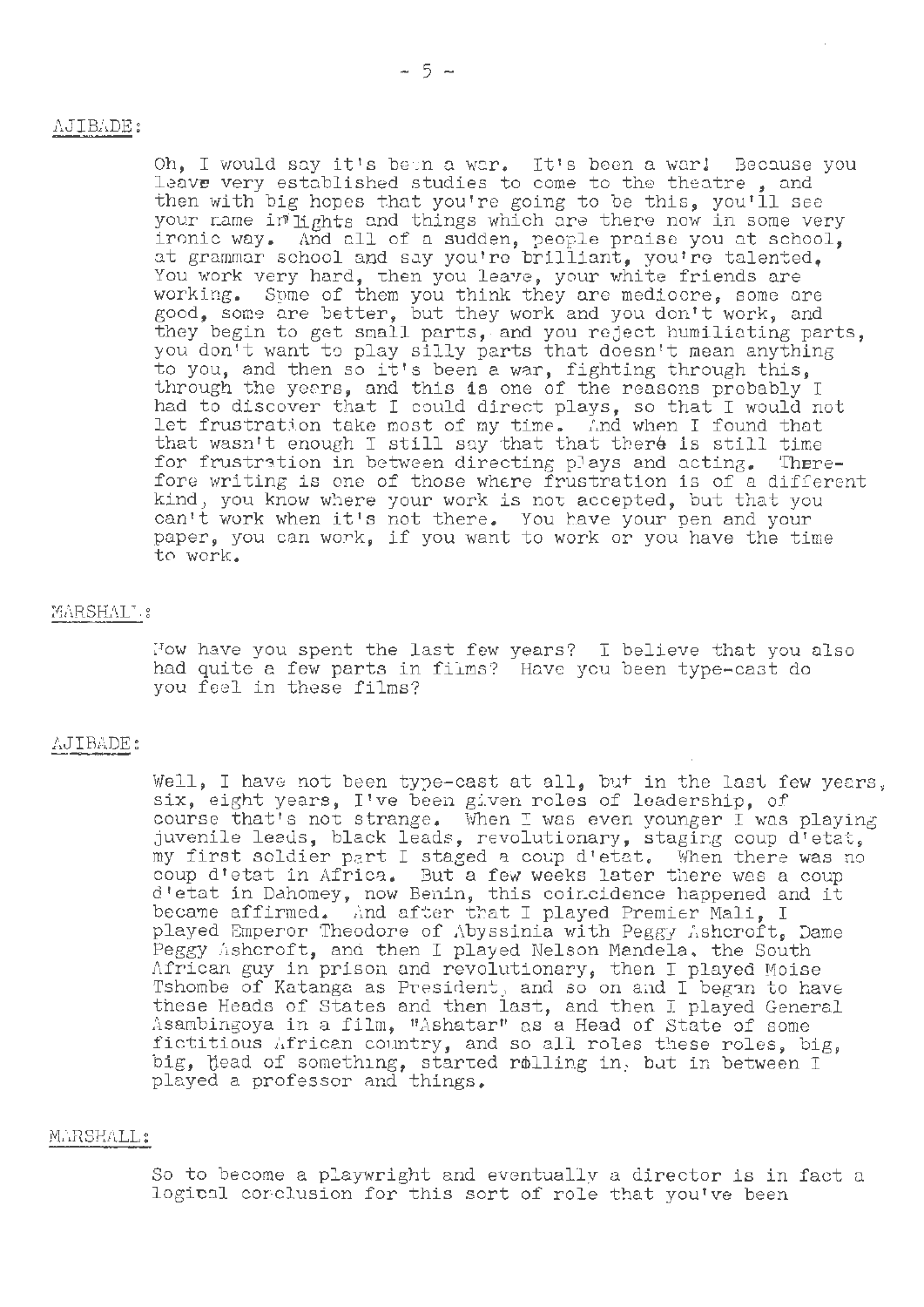AJIBADE:

Oh, I would say it's been a war. It's been a war! Because you leave very established studies to come to the theatre , and then with big hopes that you're going to be this, you'll see your name in lights and things which are there now in some very ironic way. And all of a sudden, people praise you at school, at grammar school and say you're brilliant, you're talented. You work very hard, then you leave, your white friends are working. Some of them you think they are mediocre, some are good, some are better, but they work and you don't work, and they begin to get small parts, and you reject humiliating parts, you don't want to play silly parts that doesn't mean anything to you, and then so it's been a war, fighting through this, through the years, and this is one of the reasons probably I had to discover that I could direct plays, so that I would not let frustration take most of my time. And when I found that that wasn't enough I still say that that there is still time for frustration in between directing plays and acting. Therefore writing is one of those where frustration is of a different kind, you know where your work is not accepted, but that you can't work when it's not there. You have your pen and your paper, you can work, if you want to work or you have the time to work.

MARSHALL:

How have you spent the last few years? I believe that you also had quite a few parts in films? Have you been type-cast do you feel in these films?

AJIBADE:

Well, I have not been type-cast at all, but in the last few years, six, eight years, I've been given roles of leadership, of course that's not strange. When I was even younger I was playing juvenile leads, black leads, revolutionary, staging coup d'etat, my first soldier part I staged a coup d'etat. When there was no coup d'etat in Africa. But a few weeks later there was a coup d'etat in Dahomey, now Benin, this coincidence happened and it became affirmed. And after that I played Premier Mali, I played Emperor Theodore of Abyssinia with Peggy Ashcroft, Dame Peggy Ashcroft, and then I played Nelson Mandela, the South African guy in prison and revolutionary, then I played Moise Tshombe of Katanga as President, and so on and I began to have these Heads of States and then last, and then I played General Asambingoya in a film, "Ashatar" as a Head of State of some fictitious African country, and so all roles these roles, big, big, head of something, started rolling in, but in between I played a professor and things.

MARSHALL:

So to become a playwright and eventually a director is in fact a logical conclusion for this sort of role that you've been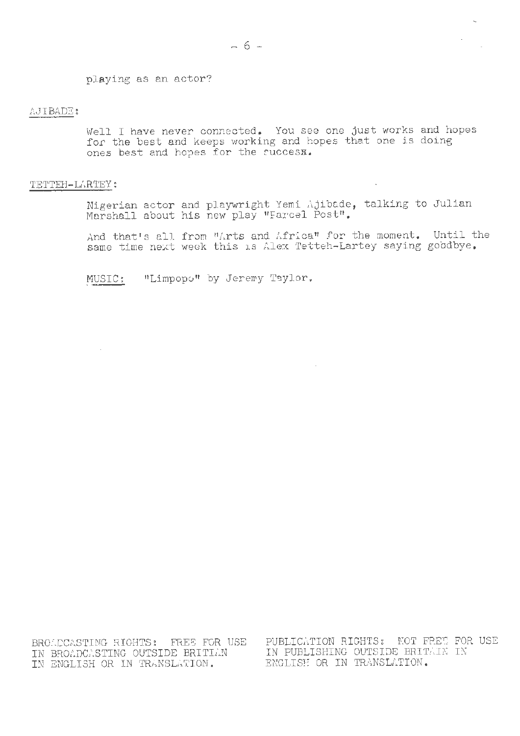playing as an actor?

AJIBADE:

Well I have never connected. You see one just works and hopes for the best and keeps working and hopes that one is doing ones best and hopes for the succesx.

TETTEH-LARTEY:

Nigerian actor and playwright Yemi Ajibade, talking to Julian Marshall about his new play "Parcel Post".

And that's all from "Arts and Africa" for the moment. Until the same time next week this is Alex Tetteh-Lartey saying goodbye.

MUSIC: "Limpopo" by Jeremy Taylor.

BROADCASTING RIGHTS: FREE FOR USE IN BROADCASTING OUTSIDE BRITIAN IN ENGLISH OR IN TRANSLATION.

PUBLICATION RIGHTS: NOT FREE FOR USE IN PUBLISHING OUTSIDE BRITAIN IN ENGLISH OR IN TRANSLATION.